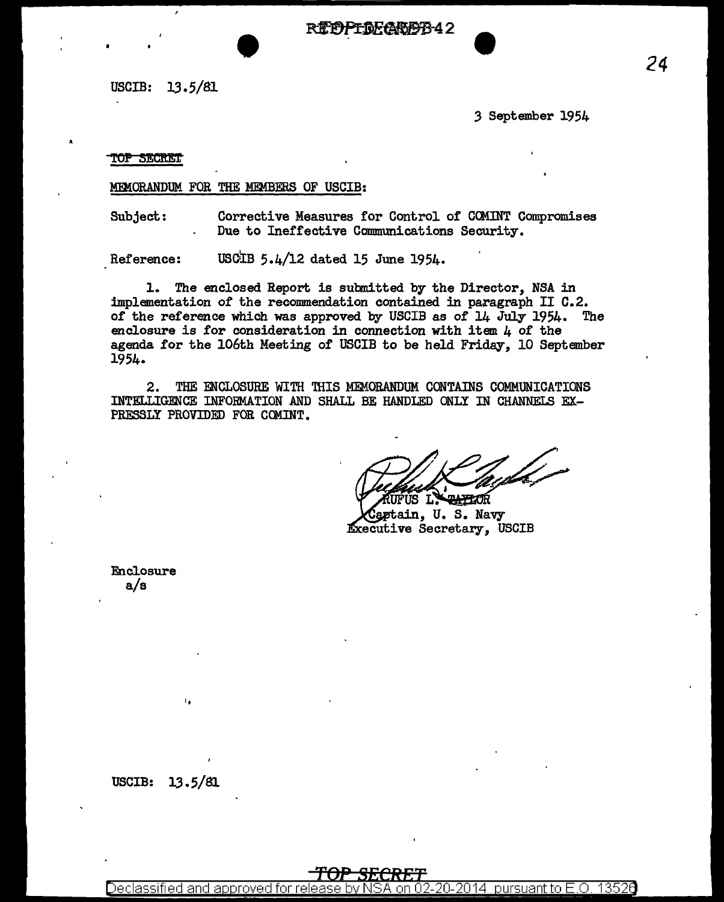USCIB: 13.5/81

3 September 1954

~~TOP SECRET~~

MEMORANDUM FOR THE MEMBERS OF USCIB:

Subject: Corrective Measures for Control of COMINT Compromises Due to Ineffective Communications Security.

Reference: USCIB 5.4/12 dated 15 June 1954.

1. The enclosed Report is submitted by the Director, NSA in implementation of the recommendation contained in paragraph II C.2. of the reference which was approved by USCIB as of 14 July 1954. The enclosure is for consideration in connection with item 4 of the agenda for the 106th Meeting of USCIB to be held Friday, 10 September 1954.

2. THE ENCLOSURE WITH THIS MEMORANDUM CONTAINS COMMUNICATIONS INTELLIGENCE INFORMATION AND SHALL BE HANDLED ONLY IN CHANNELS EXPRESSLY PROVIDED FOR COMINT.

RUFUS L. TAYLOR
Captain, U. S. Navy
Executive Secretary, USCIB

Enclosure
a/s

USCIB: 13.5/81

TOP SECRET

Declassified and approved for release by NSA on 02-20-2014 pursuant to E.O. 13526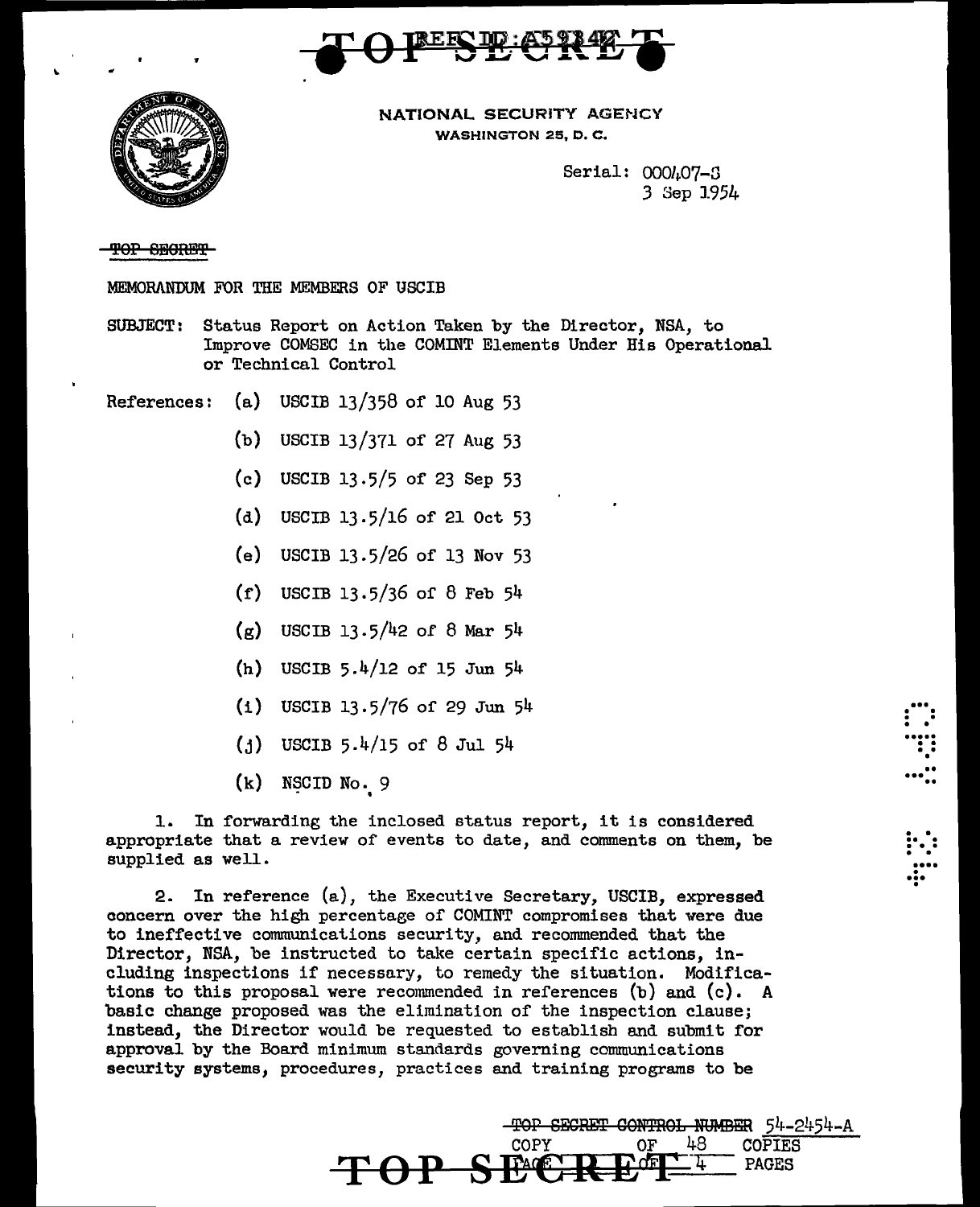TOP SECRET

NATIONAL SECURITY AGENCY
WASHINGTON 25, D. C.

Serial: 000407-S
3 Sep 1954

~~TOP SECRET~~

MEMORANDUM FOR THE MEMBERS OF USCIB

SUBJECT: Status Report on Action Taken by the Director, NSA, to Improve COMSEC in the COMINT Elements Under His Operational or Technical Control

References:
- (a) USCIB 13/358 of 10 Aug 53
- (b) USCIB 13/371 of 27 Aug 53
- (c) USCIB 13.5/5 of 23 Sep 53
- (d) USCIB 13.5/16 of 21 Oct 53
- (e) USCIB 13.5/26 of 13 Nov 53
- (f) USCIB 13.5/36 of 8 Feb 54
- (g) USCIB 13.5/42 of 8 Mar 54
- (h) USCIB 5.4/12 of 15 Jun 54
- (i) USCIB 13.5/76 of 29 Jun 54
- (j) USCIB 5.4/15 of 8 Jul 54
- (k) NSCID No. 9

1. In forwarding the inclosed status report, it is considered appropriate that a review of events to date, and comments on them, be supplied as well.

2. In reference (a), the Executive Secretary, USCIB, expressed concern over the high percentage of COMINT compromises that were due to ineffective communications security, and recommended that the Director, NSA, be instructed to take certain specific actions, including inspections if necessary, to remedy the situation. Modifications to this proposal were recommended in references (b) and (c). A basic change proposed was the elimination of the inspection clause; instead, the Director would be requested to establish and submit for approval by the Board minimum standards governing communications security systems, procedures, practices and training programs to be

~~TOP SECRET CONTROL NUMBER~~ 54-2454-A
COPY OF 48 COPIES
PAGE OF 4 PAGES

TOP SECRET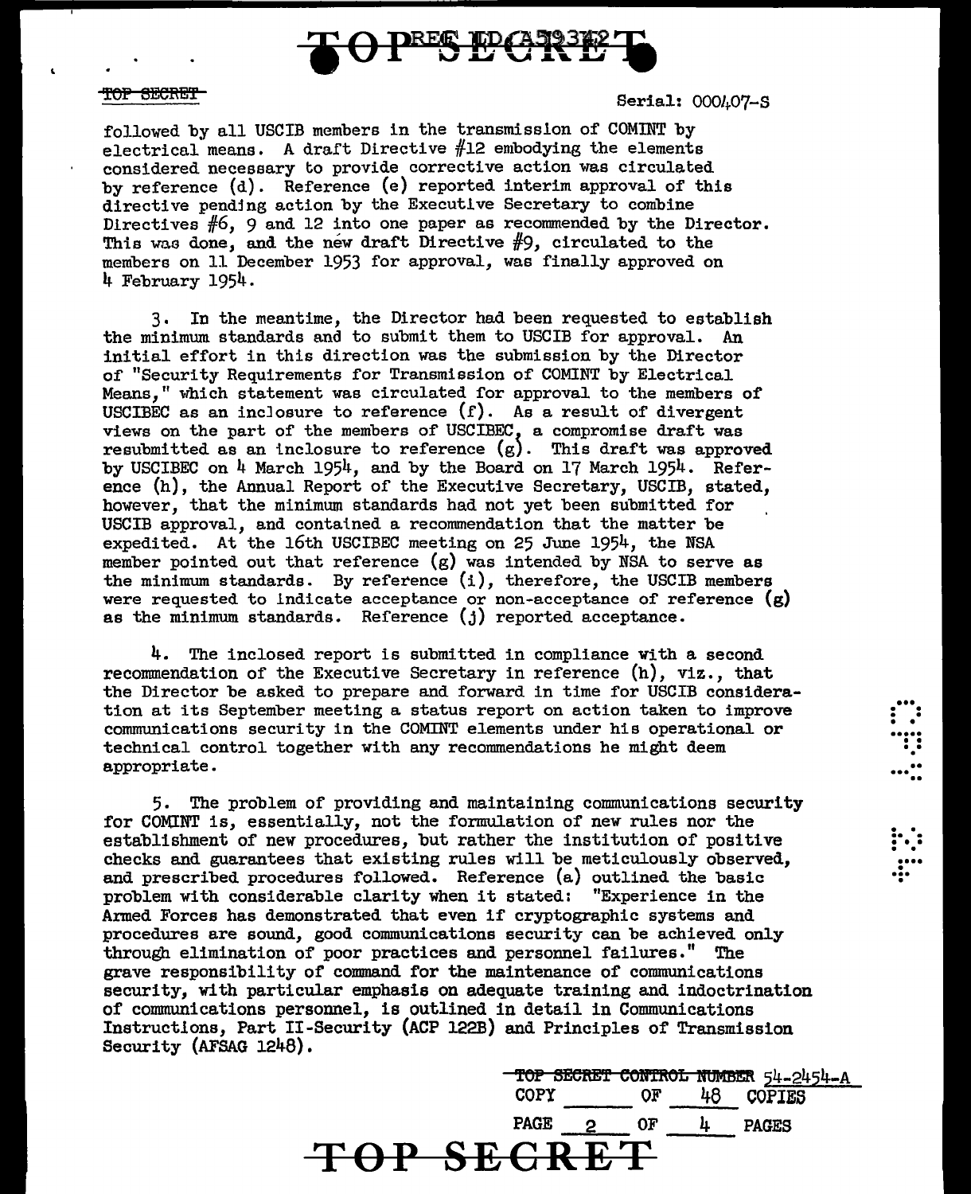Serial: 000407-S

followed by all USCIB members in the transmission of COMINT by electrical means. A draft Directive #12 embodying the elements considered necessary to provide corrective action was circulated by reference (d). Reference (e) reported interim approval of this directive pending action by the Executive Secretary to combine Directives #6, 9 and 12 into one paper as recommended by the Director. This was done, and the new draft Directive #9, circulated to the members on 11 December 1953 for approval, was finally approved on 4 February 1954.

3. In the meantime, the Director had been requested to establish the minimum standards and to submit them to USCIB for approval. An initial effort in this direction was the submission by the Director of "Security Requirements for Transmission of COMINT by Electrical Means," which statement was circulated for approval to the members of USCIBEC as an inclosure to reference (f). As a result of divergent views on the part of the members of USCIBEC, a compromise draft was resubmitted as an inclosure to reference (g). This draft was approved by USCIBEC on 4 March 1954, and by the Board on 17 March 1954. Reference (h), the Annual Report of the Executive Secretary, USCIB, stated, however, that the minimum standards had not yet been submitted for USCIB approval, and contained a recommendation that the matter be expedited. At the 16th USCIBEC meeting on 25 June 1954, the NSA member pointed out that reference (g) was intended by NSA to serve as the minimum standards. By reference (i), therefore, the USCIB members were requested to indicate acceptance or non-acceptance of reference (g) as the minimum standards. Reference (j) reported acceptance.

4. The inclosed report is submitted in compliance with a second recommendation of the Executive Secretary in reference (h), viz., that the Director be asked to prepare and forward in time for USCIB consideration at its September meeting a status report on action taken to improve communications security in the COMINT elements under his operational or technical control together with any recommendations he might deem appropriate.

5. The problem of providing and maintaining communications security for COMINT is, essentially, not the formulation of new rules nor the establishment of new procedures, but rather the institution of positive checks and guarantees that existing rules will be meticulously observed, and prescribed procedures followed. Reference (a) outlined the basic problem with considerable clarity when it stated: "Experience in the Armed Forces has demonstrated that even if cryptographic systems and procedures are sound, good communications security can be achieved only through elimination of poor practices and personnel failures." The grave responsibility of command for the maintenance of communications security, with particular emphasis on adequate training and indoctrination of communications personnel, is outlined in detail in Communications Instructions, Part II-Security (ACP 122B) and Principles of Transmission Security (AFSAG 1248).

TOP SECRET CONTROL NUMBER 54-2454-A
COPY ______ OF 48 COPIES
PAGE 2 OF 4 PAGES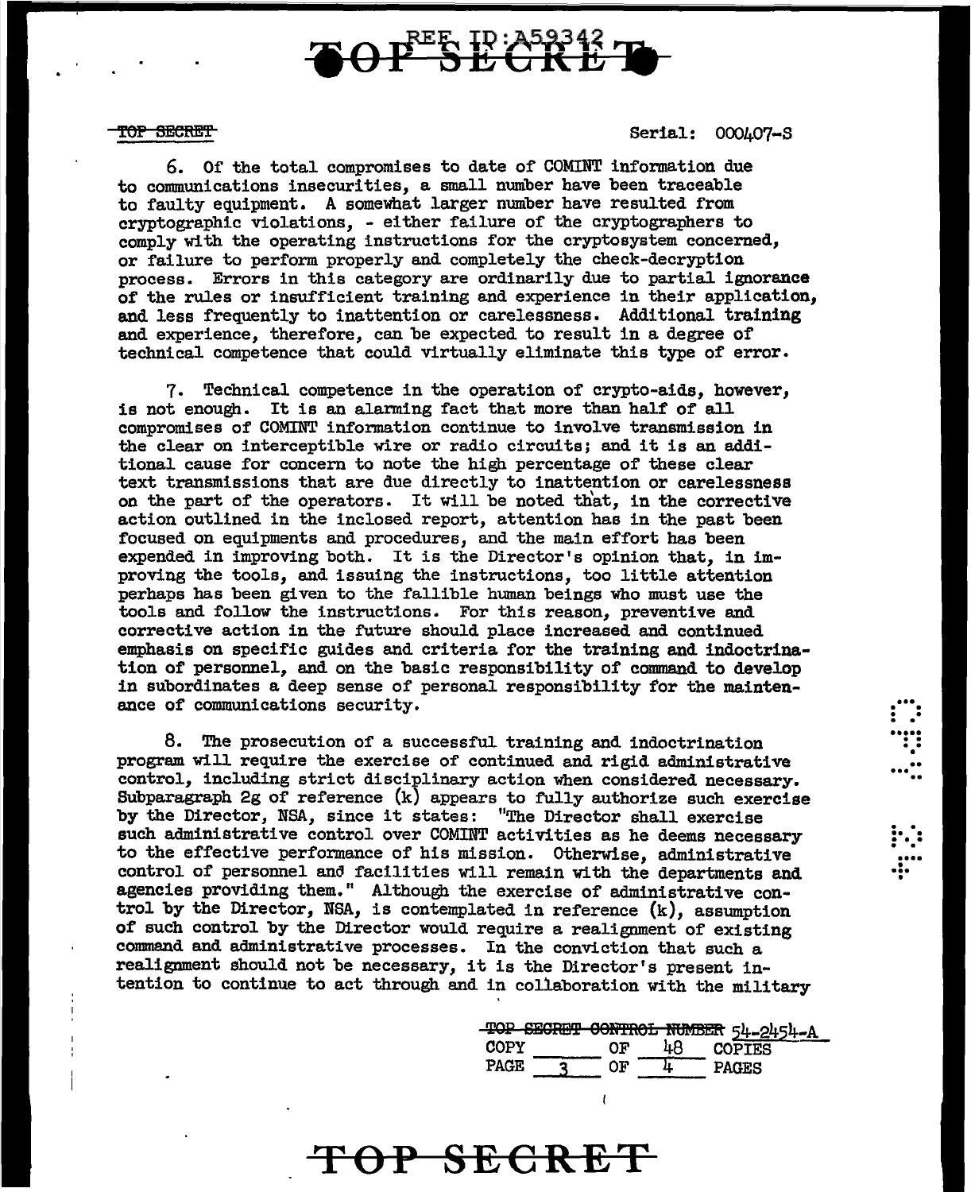Serial: 000407-S

6. Of the total compromises to date of COMINT information due to communications insecurities, a small number have been traceable to faulty equipment. A somewhat larger number have resulted from cryptographic violations, - either failure of the cryptographers to comply with the operating instructions for the cryptosystem concerned, or failure to perform properly and completely the check-decryption process. Errors in this category are ordinarily due to partial ignorance of the rules or insufficient training and experience in their application, and less frequently to inattention or carelessness. Additional training and experience, therefore, can be expected to result in a degree of technical competence that could virtually eliminate this type of error.

7. Technical competence in the operation of crypto-aids, however, is not enough. It is an alarming fact that more than half of all compromises of COMINT information continue to involve transmission in the clear on interceptible wire or radio circuits; and it is an additional cause for concern to note the high percentage of these clear text transmissions that are due directly to inattention or carelessness on the part of the operators. It will be noted that, in the corrective action outlined in the inclosed report, attention has in the past been focused on equipments and procedures, and the main effort has been expended in improving both. It is the Director's opinion that, in improving the tools, and issuing the instructions, too little attention perhaps has been given to the fallible human beings who must use the tools and follow the instructions. For this reason, preventive and corrective action in the future should place increased and continued emphasis on specific guides and criteria for the training and indoctrination of personnel, and on the basic responsibility of command to develop in subordinates a deep sense of personal responsibility for the maintenance of communications security.

8. The prosecution of a successful training and indoctrination program will require the exercise of continued and rigid administrative control, including strict disciplinary action when considered necessary. Subparagraph 2g of reference (k) appears to fully authorize such exercise by the Director, NSA, since it states: "The Director shall exercise such administrative control over COMINT activities as he deems necessary to the effective performance of his mission. Otherwise, administrative control of personnel and facilities will remain with the departments and agencies providing them." Although the exercise of administrative control by the Director, NSA, is contemplated in reference (k), assumption of such control by the Director would require a realignment of existing command and administrative processes. In the conviction that such a realignment should not be necessary, it is the Director's present intention to continue to act through and in collaboration with the military

TOP SECRET CONTROL NUMBER 54-2454-A
COPY ____ OF 48 COPIES
PAGE 3 OF 4 PAGES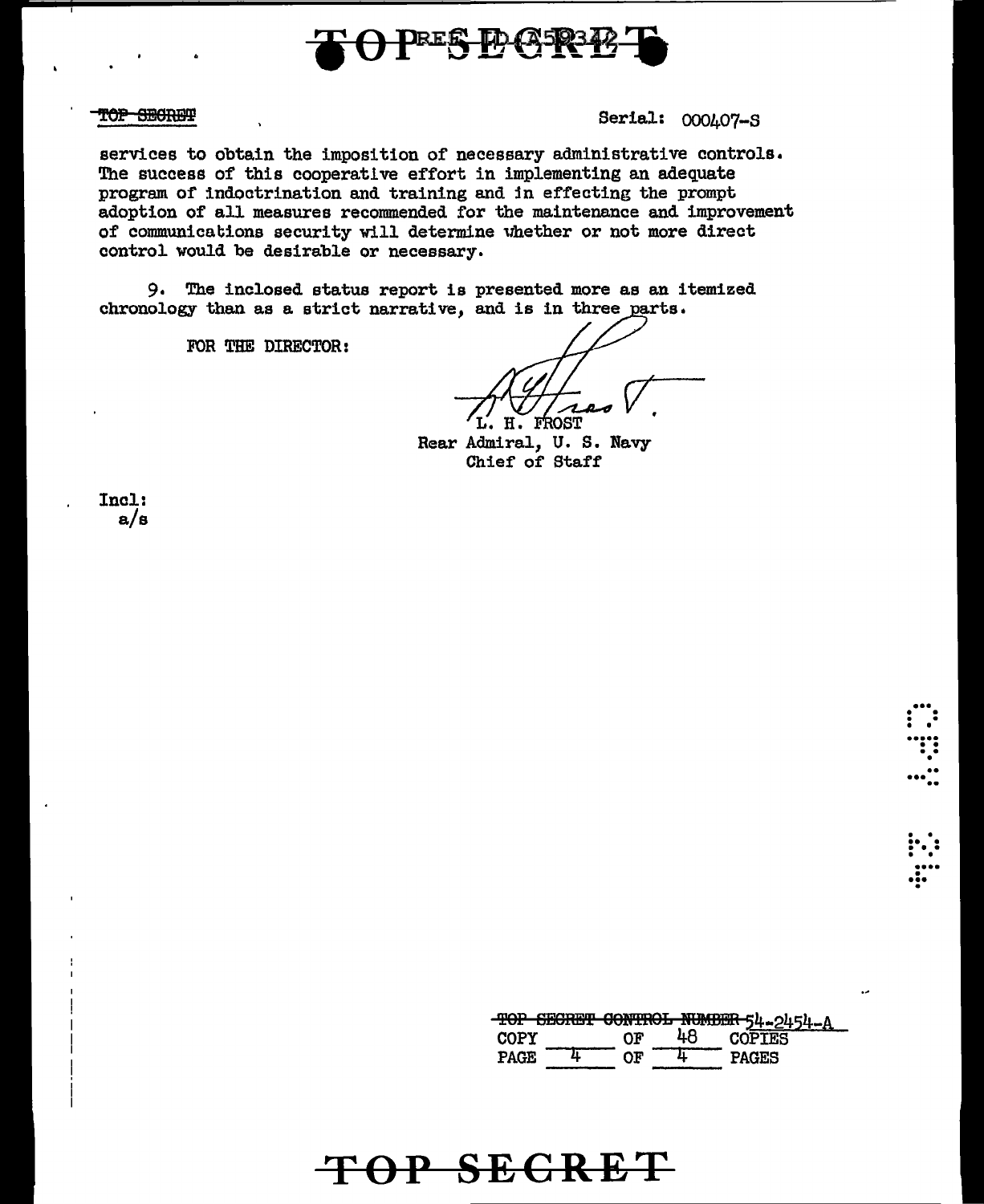TOP SECRET Serial: 000407-S

services to obtain the imposition of necessary administrative controls. The success of this cooperative effort in implementing an adequate program of indoctrination and training and in effecting the prompt adoption of all measures recommended for the maintenance and improvement of communications security will determine whether or not more direct control would be desirable or necessary.

9. The inclosed status report is presented more as an itemized chronology than as a strict narrative, and is in three parts.

FOR THE DIRECTOR:

L. H. FROST
Rear Admiral, U. S. Navy
Chief of Staff

Incl:
a/s

TOP SECRET CONTROL NUMBER 54-2454-A
COPY ____ OF 48 COPIES
PAGE 4 OF 4 PAGES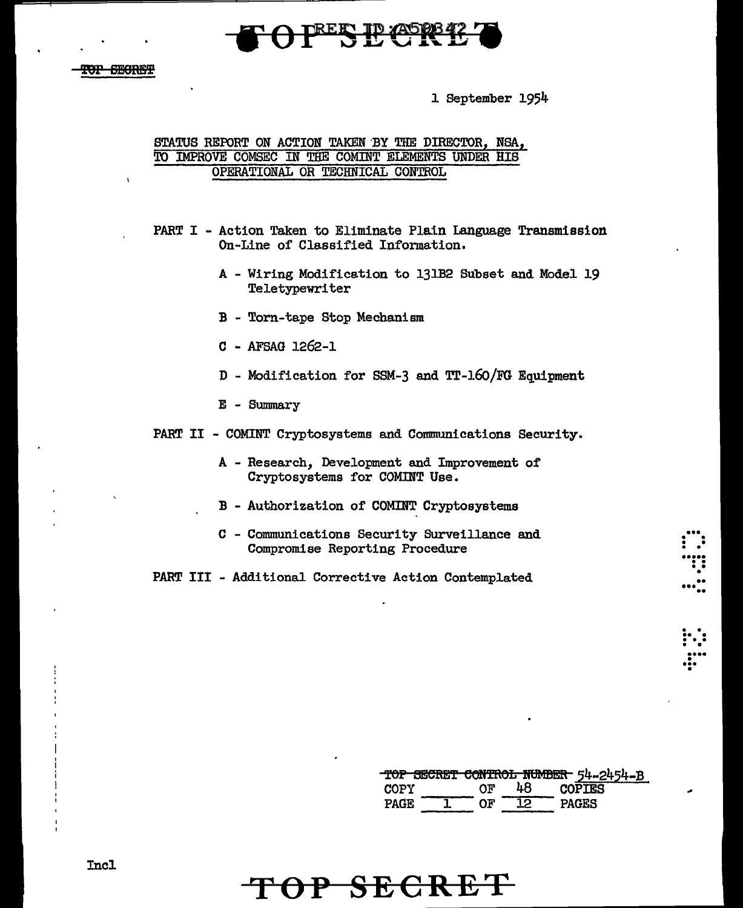TOP SECRET

1 September 1954

## STATUS REPORT ON ACTION TAKEN BY THE DIRECTOR, NSA, TO IMPROVE COMSEC IN THE COMINT ELEMENTS UNDER HIS OPERATIONAL OR TECHNICAL CONTROL

PART I - Action Taken to Eliminate Plain Language Transmission On-Line of Classified Information.

- A - Wiring Modification to 131B2 Subset and Model 19 Teletypewriter
- B - Torn-tape Stop Mechanism
- C - AFSAG 1262-1
- D - Modification for SSM-3 and TT-160/FG Equipment
- E - Summary

PART II - COMINT Cryptosystems and Communications Security.

- A - Research, Development and Improvement of Cryptosystems for COMINT Use.
- B - Authorization of COMINT Cryptosystems
- C - Communications Security Surveillance and Compromise Reporting Procedure

PART III - Additional Corrective Action Contemplated

~~TOP SECRET CONTROL NUMBER~~ 54-2454-B
COPY ____ OF 48 COPIES
PAGE 1 OF 12 PAGES

Incl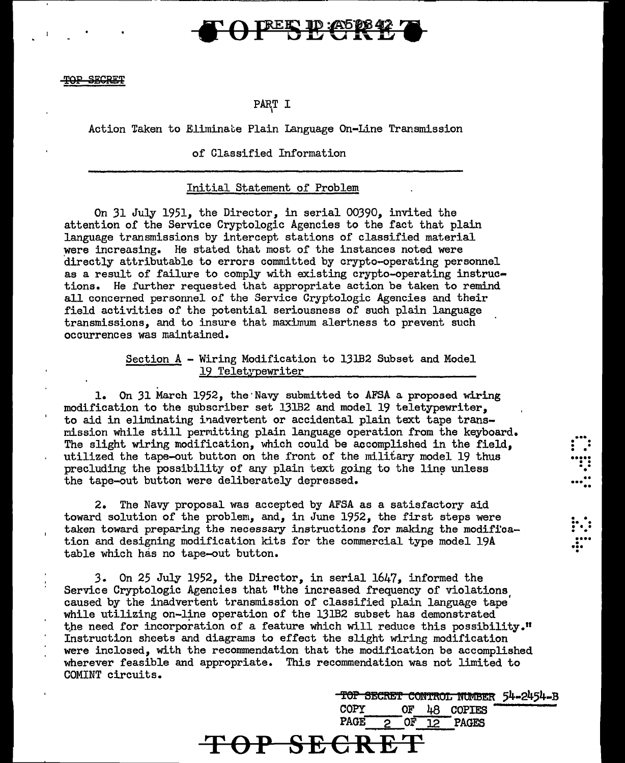PART I

Action Taken to Eliminate Plain Language On-Line Transmission

of Classified Information

Initial Statement of Problem

On 31 July 1951, the Director, in serial 00390, invited the attention of the Service Cryptologic Agencies to the fact that plain language transmissions by intercept stations of classified material were increasing. He stated that most of the instances noted were directly attributable to errors committed by crypto-operating personnel as a result of failure to comply with existing crypto-operating instructions. He further requested that appropriate action be taken to remind all concerned personnel of the Service Cryptologic Agencies and their field activities of the potential seriousness of such plain language transmissions, and to insure that maximum alertness to prevent such occurrences was maintained.

Section A - Wiring Modification to 131B2 Subset and Model 19 Teletypewriter

1. On 31 March 1952, the Navy submitted to AFSA a proposed wiring modification to the subscriber set 131B2 and model 19 teletypewriter, to aid in eliminating inadvertent or accidental plain text tape transmission while still permitting plain language operation from the keyboard. The slight wiring modification, which could be accomplished in the field, utilized the tape-out button on the front of the military model 19 thus precluding the possibility of any plain text going to the line unless the tape-out button were deliberately depressed.

2. The Navy proposal was accepted by AFSA as a satisfactory aid toward solution of the problem, and, in June 1952, the first steps were taken toward preparing the necessary instructions for making the modification and designing modification kits for the commercial type model 19A table which has no tape-out button.

3. On 25 July 1952, the Director, in serial 1647, informed the Service Cryptologic Agencies that "the increased frequency of violations caused by the inadvertent transmission of classified plain language tape while utilizing on-line operation of the 131B2 subset has demonstrated the need for incorporation of a feature which will reduce this possibility." Instruction sheets and diagrams to effect the slight wiring modification were inclosed, with the recommendation that the modification be accomplished wherever feasible and appropriate. This recommendation was not limited to COMINT circuits.

TOP SECRET CONTROL NUMBER 54-2454-B
COPY ___ OF 48 COPIES
PAGE 2 OF 12 PAGES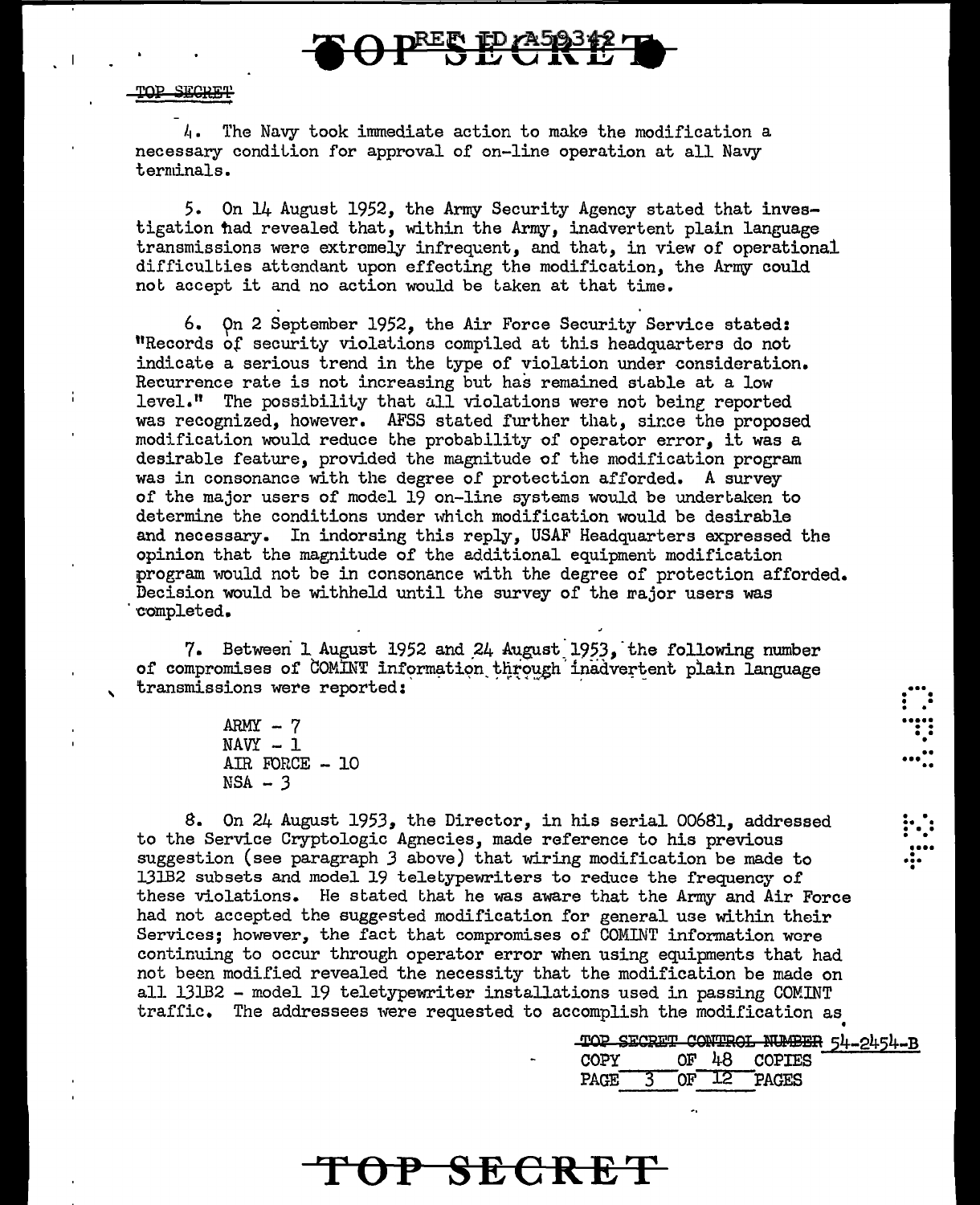4. The Navy took immediate action to make the modification a necessary condition for approval of on-line operation at all Navy terminals.

5. On 14 August 1952, the Army Security Agency stated that investigation had revealed that, within the Army, inadvertent plain language transmissions were extremely infrequent, and that, in view of operational difficulties attendant upon effecting the modification, the Army could not accept it and no action would be taken at that time.

6. On 2 September 1952, the Air Force Security Service stated: "Records of security violations compiled at this headquarters do not indicate a serious trend in the type of violation under consideration. Recurrence rate is not increasing but has remained stable at a low level." The possibility that all violations were not being reported was recognized, however. AFSS stated further that, since the proposed modification would reduce the probability of operator error, it was a desirable feature, provided the magnitude of the modification program was in consonance with the degree of protection afforded. A survey of the major users of model 19 on-line systems would be undertaken to determine the conditions under which modification would be desirable and necessary. In indorsing this reply, USAF Headquarters expressed the opinion that the magnitude of the additional equipment modification program would not be in consonance with the degree of protection afforded. Decision would be withheld until the survey of the major users was completed.

7. Between 1 August 1952 and 24 August 1953, the following number of compromises of COMINT information through inadvertent plain language transmissions were reported:

ARMY - 7
NAVY - 1
AIR FORCE - 10
NSA - 3

8. On 24 August 1953, the Director, in his serial 00681, addressed to the Service Cryptologic Agencies, made reference to his previous suggestion (see paragraph 3 above) that wiring modification be made to 131B2 subsets and model 19 teletypewriters to reduce the frequency of these violations. He stated that he was aware that the Army and Air Force had not accepted the suggested modification for general use within their Services; however, the fact that compromises of COMINT information were continuing to occur through operator error when using equipments that had not been modified revealed the necessity that the modification be made on all 131B2 - model 19 teletypewriter installations used in passing COMINT traffic. The addressees were requested to accomplish the modification as

TOP SECRET CONTROL NUMBER 54-2454-B
COPY OF 48 COPIES
PAGE 3 OF 12 PAGES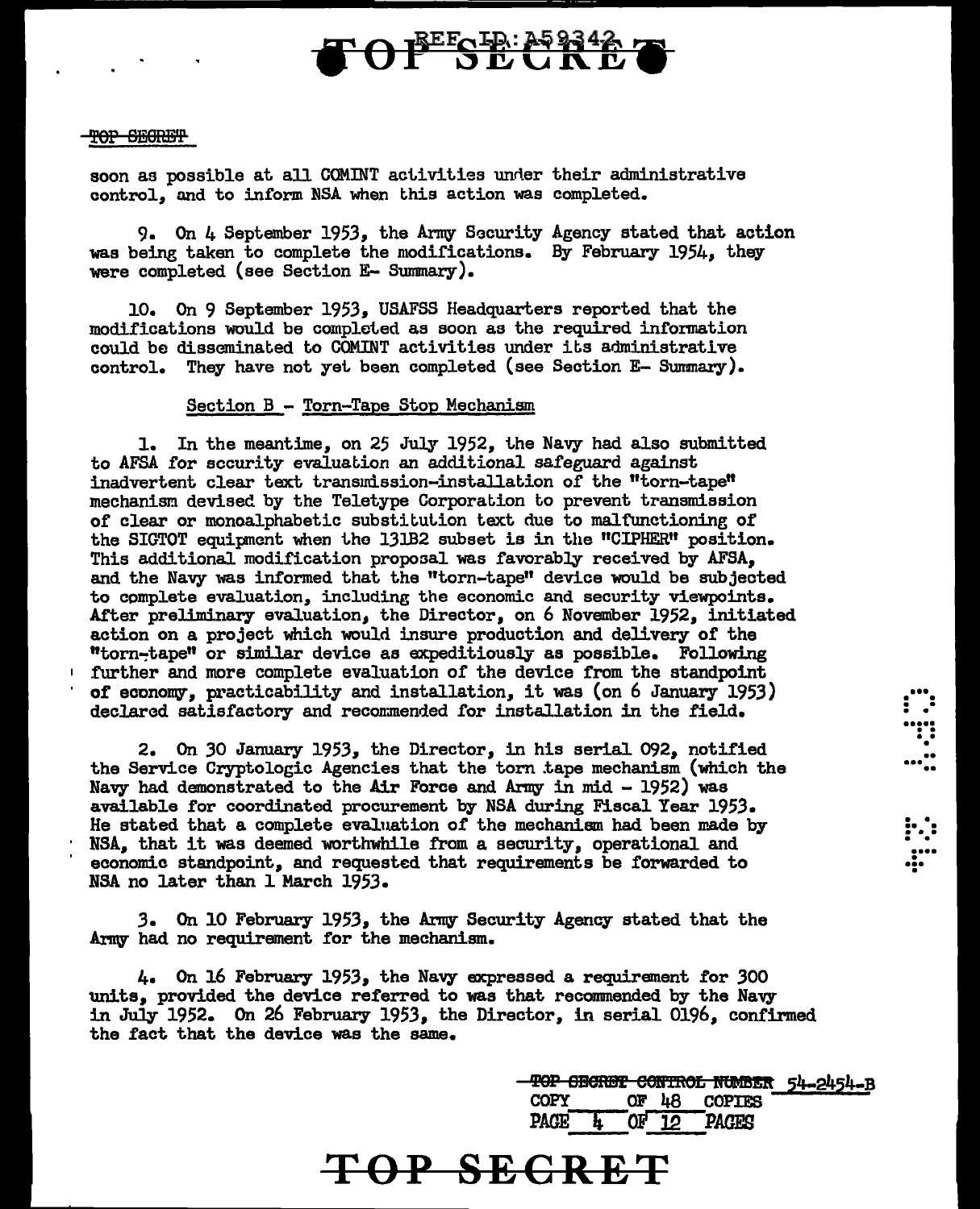soon as possible at all COMINT activities under their administrative control, and to inform NSA when this action was completed.

9. On 4 September 1953, the Army Security Agency stated that action was being taken to complete the modifications. By February 1954, they were completed (see Section E- Summary).

10. On 9 September 1953, USAFSS Headquarters reported that the modifications would be completed as soon as the required information could be disseminated to COMINT activities under its administrative control. They have not yet been completed (see Section E- Summary).

Section B - Torn-Tape Stop Mechanism

1. In the meantime, on 25 July 1952, the Navy had also submitted to AFSA for security evaluation an additional safeguard against inadvertent clear text transmission-installation of the "torn-tape" mechanism devised by the Teletype Corporation to prevent transmission of clear or monoalphabetic substitution text due to malfunctioning of the SIGTOT equipment when the 131B2 subset is in the "CIPHER" position. This additional modification proposal was favorably received by AFSA, and the Navy was informed that the "torn-tape" device would be subjected to complete evaluation, including the economic and security viewpoints. After preliminary evaluation, the Director, on 6 November 1952, initiated action on a project which would insure production and delivery of the "torn-tape" or similar device as expeditiously as possible. Following further and more complete evaluation of the device from the standpoint of economy, practicability and installation, it was (on 6 January 1953) declared satisfactory and recommended for installation in the field.

2. On 30 January 1953, the Director, in his serial 092, notified the Service Cryptologic Agencies that the torn tape mechanism (which the Navy had demonstrated to the Air Force and Army in mid - 1952) was available for coordinated procurement by NSA during Fiscal Year 1953. He stated that a complete evaluation of the mechanism had been made by NSA, that it was deemed worthwhile from a security, operational and economic standpoint, and requested that requirements be forwarded to NSA no later than 1 March 1953.

3. On 10 February 1953, the Army Security Agency stated that the Army had no requirement for the mechanism.

4. On 16 February 1953, the Navy expressed a requirement for 300 units, provided the device referred to was that recommended by the Navy in July 1952. On 26 February 1953, the Director, in serial 0196, confirmed the fact that the device was the same.

TOP SECRET CONTROL NUMBER 54-2454-B
COPY ___ OF 48 COPIES
PAGE 4 OF 12 PAGES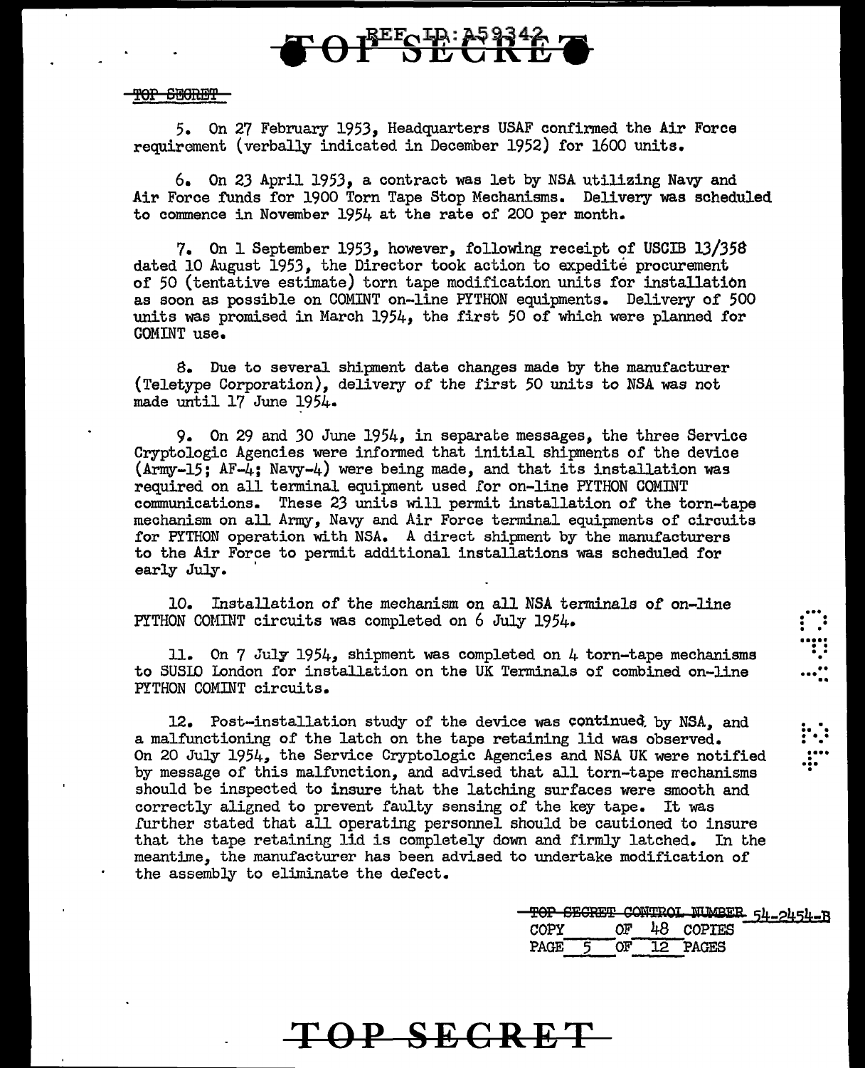5. On 27 February 1953, Headquarters USAF confirmed the Air Force requirement (verbally indicated in December 1952) for 1600 units.

6. On 23 April 1953, a contract was let by NSA utilizing Navy and Air Force funds for 1900 Torn Tape Stop Mechanisms. Delivery was scheduled to commence in November 1954 at the rate of 200 per month.

7. On 1 September 1953, however, following receipt of USCIB 13/358 dated 10 August 1953, the Director took action to expedite procurement of 50 (tentative estimate) torn tape modification units for installation as soon as possible on COMINT on-line PYTHON equipments. Delivery of 500 units was promised in March 1954, the first 50 of which were planned for COMINT use.

8. Due to several shipment date changes made by the manufacturer (Teletype Corporation), delivery of the first 50 units to NSA was not made until 17 June 1954.

9. On 29 and 30 June 1954, in separate messages, the three Service Cryptologic Agencies were informed that initial shipments of the device (Army-15; AF-4; Navy-4) were being made, and that its installation was required on all terminal equipment used for on-line PYTHON COMINT communications. These 23 units will permit installation of the torn-tape mechanism on all Army, Navy and Air Force terminal equipments of circuits for PYTHON operation with NSA. A direct shipment by the manufacturers to the Air Force to permit additional installations was scheduled for early July.

10. Installation of the mechanism on all NSA terminals of on-line PYTHON COMINT circuits was completed on 6 July 1954.

11. On 7 July 1954, shipment was completed on 4 torn-tape mechanisms to SUSLO London for installation on the UK Terminals of combined on-line PYTHON COMINT circuits.

12. Post-installation study of the device was continued by NSA, and a malfunctioning of the latch on the tape retaining lid was observed. On 20 July 1954, the Service Cryptologic Agencies and NSA UK were notified by message of this malfunction, and advised that all torn-tape mechanisms should be inspected to insure that the latching surfaces were smooth and correctly aligned to prevent faulty sensing of the key tape. It was further stated that all operating personnel should be cautioned to insure that the tape retaining lid is completely down and firmly latched. In the meantime, the manufacturer has been advised to undertake modification of the assembly to eliminate the defect.

~~TOP SECRET CONTROL NUMBER~~ 54-2454-B
COPY ____ OF 48 COPIES
PAGE 5 OF 12 PAGES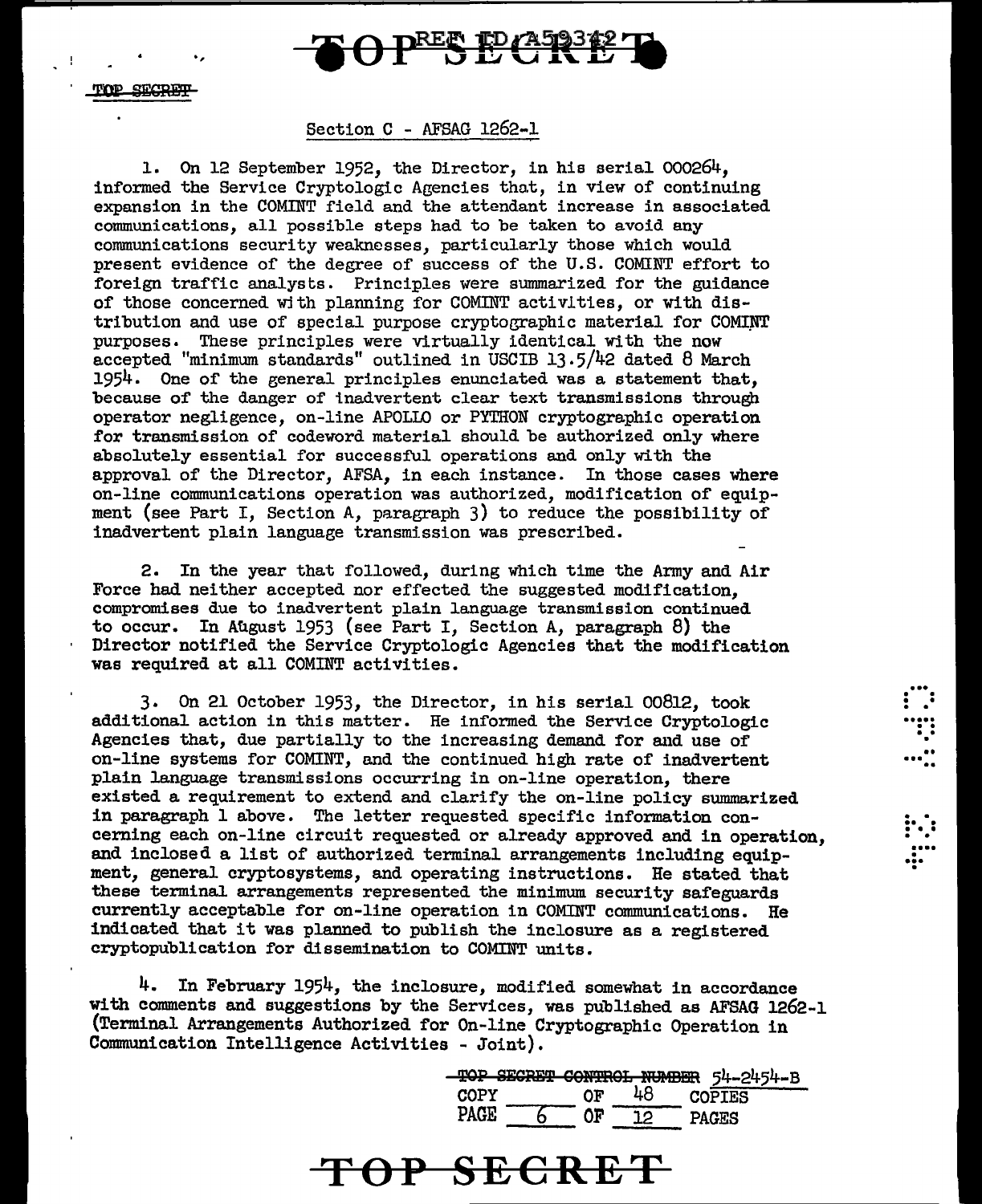## Section C - AFSAG 1262-1

1. On 12 September 1952, the Director, in his serial 000264, informed the Service Cryptologic Agencies that, in view of continuing expansion in the COMINT field and the attendant increase in associated communications, all possible steps had to be taken to avoid any communications security weaknesses, particularly those which would present evidence of the degree of success of the U.S. COMINT effort to foreign traffic analysts. Principles were summarized for the guidance of those concerned with planning for COMINT activities, or with distribution and use of special purpose cryptographic material for COMINT purposes. These principles were virtually identical with the now accepted "minimum standards" outlined in USCIB 13.5/42 dated 8 March 1954. One of the general principles enunciated was a statement that, because of the danger of inadvertent clear text transmissions through operator negligence, on-line APOLLO or PYTHON cryptographic operation for transmission of codeword material should be authorized only where absolutely essential for successful operations and only with the approval of the Director, AFSA, in each instance. In those cases where on-line communications operation was authorized, modification of equipment (see Part I, Section A, paragraph 3) to reduce the possibility of inadvertent plain language transmission was prescribed.

2. In the year that followed, during which time the Army and Air Force had neither accepted nor effected the suggested modification, compromises due to inadvertent plain language transmission continued to occur. In August 1953 (see Part I, Section A, paragraph 8) the Director notified the Service Cryptologic Agencies that the modification was required at all COMINT activities.

3. On 21 October 1953, the Director, in his serial 00812, took additional action in this matter. He informed the Service Cryptologic Agencies that, due partially to the increasing demand for and use of on-line systems for COMINT, and the continued high rate of inadvertent plain language transmissions occurring in on-line operation, there existed a requirement to extend and clarify the on-line policy summarized in paragraph 1 above. The letter requested specific information concerning each on-line circuit requested or already approved and in operation, and inclosed a list of authorized terminal arrangements including equipment, general cryptosystems, and operating instructions. He stated that these terminal arrangements represented the minimum security safeguards currently acceptable for on-line operation in COMINT communications. He indicated that it was planned to publish the inclosure as a registered cryptopublication for dissemination to COMINT units.

4. In February 1954, the inclosure, modified somewhat in accordance with comments and suggestions by the Services, was published as AFSAG 1262-1 (Terminal Arrangements Authorized for On-line Cryptographic Operation in Communication Intelligence Activities - Joint).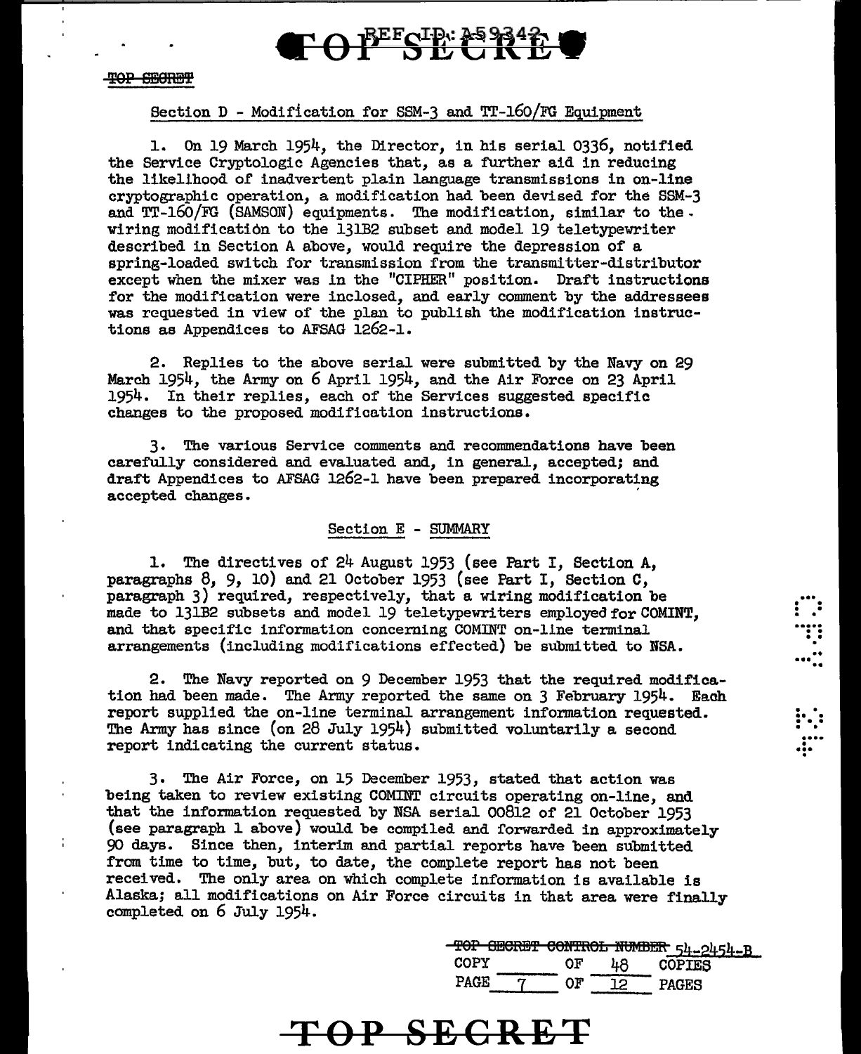## Section D - Modification for SSM-3 and TT-160/FG Equipment

1. On 19 March 1954, the Director, in his serial 0336, notified the Service Cryptologic Agencies that, as a further aid in reducing the likelihood of inadvertent plain language transmissions in on-line cryptographic operation, a modification had been devised for the SSM-3 and TT-160/FG (SAMSON) equipments. The modification, similar to the wiring modification to the 131B2 subset and model 19 teletypewriter described in Section A above, would require the depression of a spring-loaded switch for transmission from the transmitter-distributor except when the mixer was in the "CIPHER" position. Draft instructions for the modification were inclosed, and early comment by the addressees was requested in view of the plan to publish the modification instructions as Appendices to AFSAG 1262-1.

2. Replies to the above serial were submitted by the Navy on 29 March 1954, the Army on 6 April 1954, and the Air Force on 23 April 1954. In their replies, each of the Services suggested specific changes to the proposed modification instructions.

3. The various Service comments and recommendations have been carefully considered and evaluated and, in general, accepted; and draft Appendices to AFSAG 1262-1 have been prepared incorporating accepted changes.

## Section E - SUMMARY

1. The directives of 24 August 1953 (see Part I, Section A, paragraphs 8, 9, 10) and 21 October 1953 (see Part I, Section C, paragraph 3) required, respectively, that a wiring modification be made to 131B2 subsets and model 19 teletypewriters employed for COMINT, and that specific information concerning COMINT on-line terminal arrangements (including modifications effected) be submitted to NSA.

2. The Navy reported on 9 December 1953 that the required modification had been made. The Army reported the same on 3 February 1954. Each report supplied the on-line terminal arrangement information requested. The Army has since (on 28 July 1954) submitted voluntarily a second report indicating the current status.

3. The Air Force, on 15 December 1953, stated that action was being taken to review existing COMINT circuits operating on-line, and that the information requested by NSA serial 00812 of 21 October 1953 (see paragraph 1 above) would be compiled and forwarded in approximately 90 days. Since then, interim and partial reports have been submitted from time to time, but, to date, the complete report has not been received. The only area on which complete information is available is Alaska; all modifications on Air Force circuits in that area were finally completed on 6 July 1954.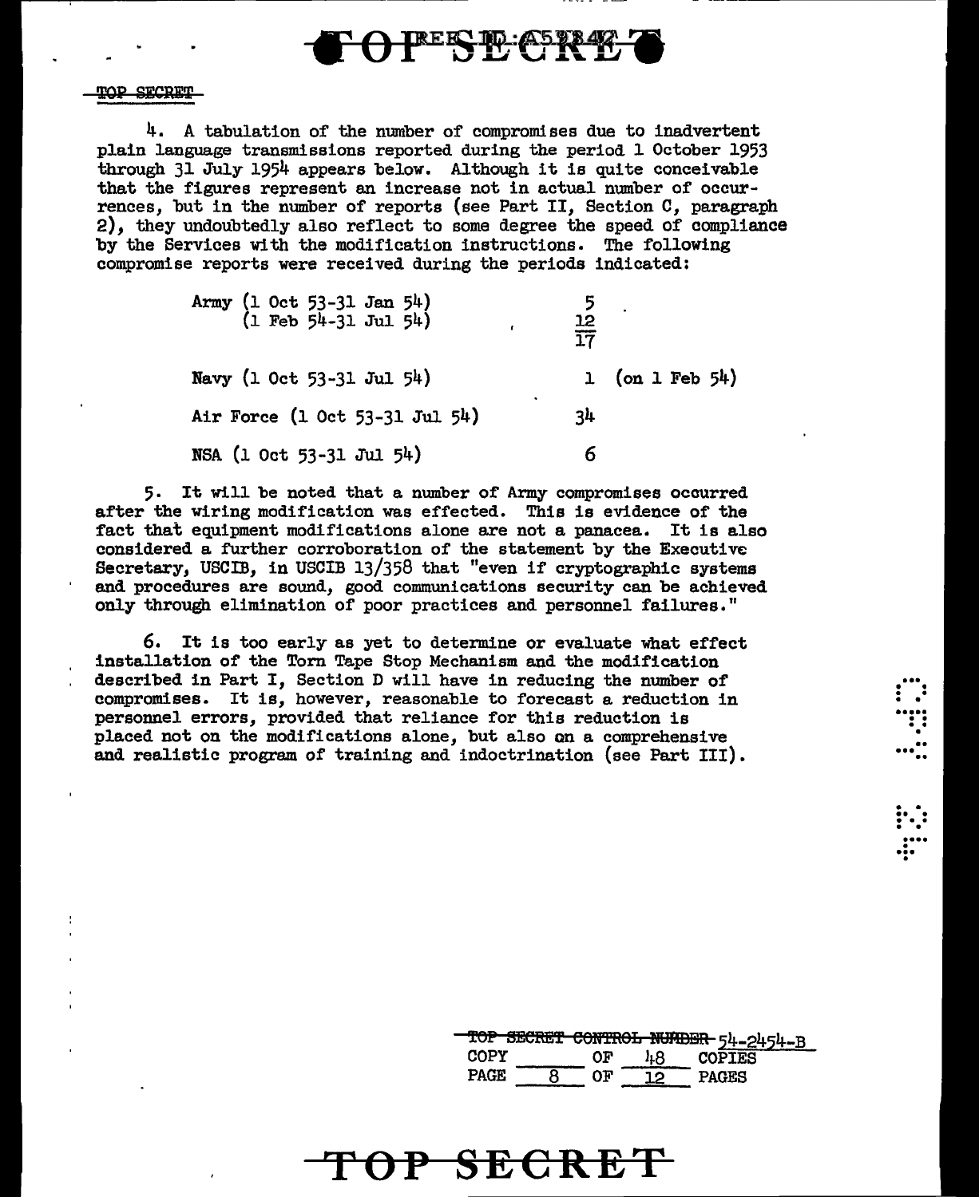4. A tabulation of the number of compromises due to inadvertent plain language transmissions reported during the period 1 October 1953 through 31 July 1954 appears below. Although it is quite conceivable that the figures represent an increase not in actual number of occurrences, but in the number of reports (see Part II, Section C, paragraph 2), they undoubtedly also reflect to some degree the speed of compliance by the Services with the modification instructions. The following compromise reports were received during the periods indicated:

| | |
|---|---|
| Army (1 Oct 53-31 Jan 54) | 5 |
| (1 Feb 54-31 Jul 54) | 12 |
| | 17 |
| Navy (1 Oct 53-31 Jul 54) | 1 (on 1 Feb 54) |
| Air Force (1 Oct 53-31 Jul 54) | 34 |
| NSA (1 Oct 53-31 Jul 54) | 6 |

5. It will be noted that a number of Army compromises occurred after the wiring modification was effected. This is evidence of the fact that equipment modifications alone are not a panacea. It is also considered a further corroboration of the statement by the Executive Secretary, USCIB, in USCIB 13/358 that "even if cryptographic systems and procedures are sound, good communications security can be achieved only through elimination of poor practices and personnel failures."

6. It is too early as yet to determine or evaluate what effect installation of the Torn Tape Stop Mechanism and the modification described in Part I, Section D will have in reducing the number of compromises. It is, however, reasonable to forecast a reduction in personnel errors, provided that reliance for this reduction is placed not on the modifications alone, but also on a comprehensive and realistic program of training and indoctrination (see Part III).

TOP SECRET CONTROL NUMBER 54-2454-B
COPY ____ OF 48 COPIES
PAGE 8 OF 12 PAGES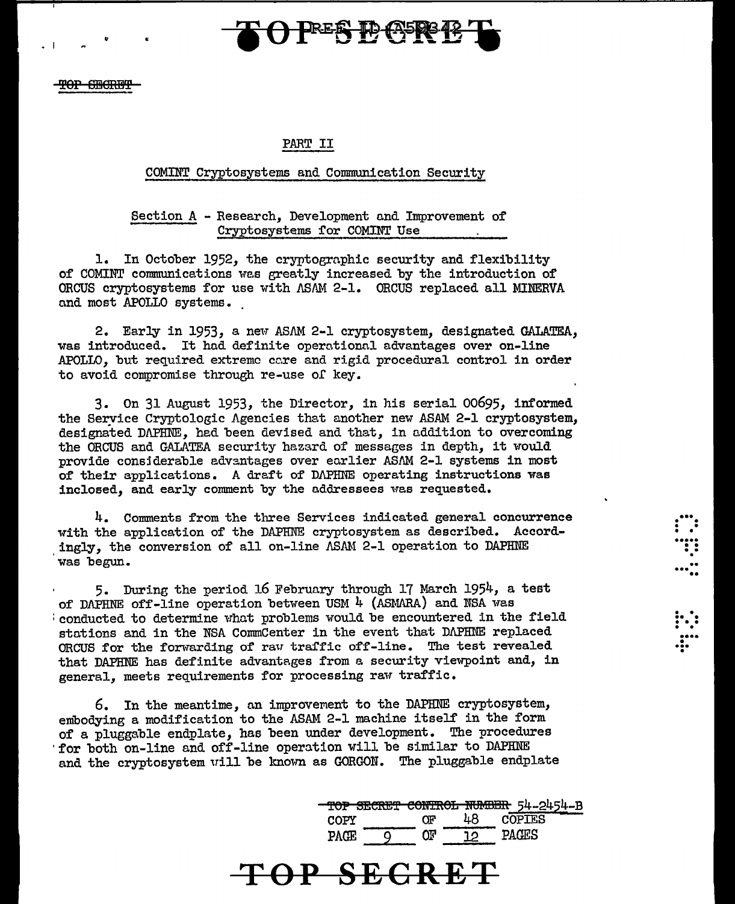PART II

COMINT Cryptosystems and Communication Security

Section A - Research, Development and Improvement of Cryptosystems for COMINT Use

1. In October 1952, the cryptographic security and flexibility of COMINT communications was greatly increased by the introduction of ORCUS cryptosystems for use with ASAM 2-1. ORCUS replaced all MINERVA and most APOLLO systems.

2. Early in 1953, a new ASAM 2-1 cryptosystem, designated GALATEA, was introduced. It had definite operational advantages over on-line APOLLO, but required extreme care and rigid procedural control in order to avoid compromise through re-use of key.

3. On 31 August 1953, the Director, in his serial 00695, informed the Service Cryptologic Agencies that another new ASAM 2-1 cryptosystem, designated DAPHNE, had been devised and that, in addition to overcoming the ORCUS and GALATEA security hazard of messages in depth, it would provide considerable advantages over earlier ASAM 2-1 systems in most of their applications. A draft of DAPHNE operating instructions was inclosed, and early comment by the addressees was requested.

4. Comments from the three Services indicated general concurrence with the application of the DAPHNE cryptosystem as described. Accordingly, the conversion of all on-line ASAM 2-1 operation to DAPHNE was begun.

5. During the period 16 February through 17 March 1954, a test of DAPHNE off-line operation between USM 4 (ASMARA) and NSA was conducted to determine what problems would be encountered in the field stations and in the NSA CommCenter in the event that DAPHNE replaced ORCUS for the forwarding of raw traffic off-line. The test revealed that DAPHNE has definite advantages from a security viewpoint and, in general, meets requirements for processing raw traffic.

6. In the meantime, an improvement to the DAPHNE cryptosystem, embodying a modification to the ASAM 2-1 machine itself in the form of a pluggable endplate, has been under development. The procedures for both on-line and off-line operation will be similar to DAPHNE and the cryptosystem will be known as GORGON. The pluggable endplate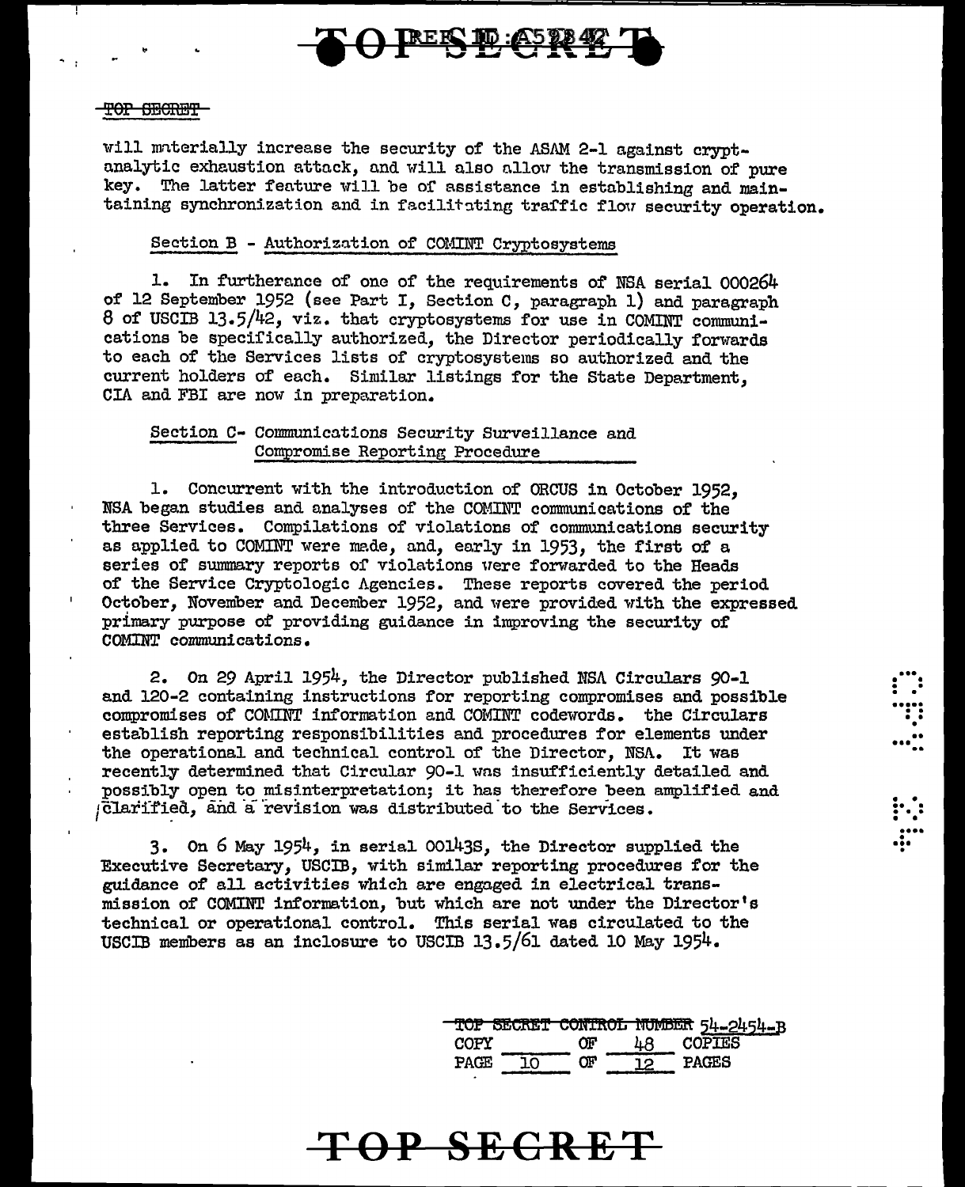will materially increase the security of the ASAM 2-1 against cryptanalytic exhaustion attack, and will also allow the transmission of pure key. The latter feature will be of assistance in establishing and maintaining synchronization and in facilitating traffic flow security operation.

Section B - Authorization of COMINT Cryptosystems

1. In furtherance of one of the requirements of NSA serial 000264 of 12 September 1952 (see Part I, Section C, paragraph 1) and paragraph 8 of USCIB 13.5/42, viz. that cryptosystems for use in COMINT communications be specifically authorized, the Director periodically forwards to each of the Services lists of cryptosystems so authorized and the current holders of each. Similar listings for the State Department, CIA and FBI are now in preparation.

Section C- Communications Security Surveillance and Compromise Reporting Procedure

1. Concurrent with the introduction of ORCUS in October 1952, NSA began studies and analyses of the COMINT communications of the three Services. Compilations of violations of communications security as applied to COMINT were made, and, early in 1953, the first of a series of summary reports of violations were forwarded to the Heads of the Service Cryptologic Agencies. These reports covered the period October, November and December 1952, and were provided with the expressed primary purpose of providing guidance in improving the security of COMINT communications.

2. On 29 April 1954, the Director published NSA Circulars 90-1 and 120-2 containing instructions for reporting compromises and possible compromises of COMINT information and COMINT codewords. the Circulars establish reporting responsibilities and procedures for elements under the operational and technical control of the Director, NSA. It was recently determined that Circular 90-1 was insufficiently detailed and possibly open to misinterpretation; it has therefore been amplified and clarified, and a revision was distributed to the Services.

3. On 6 May 1954, in serial 00143S, the Director supplied the Executive Secretary, USCIB, with similar reporting procedures for the guidance of all activities which are engaged in electrical transmission of COMINT information, but which are not under the Director's technical or operational control. This serial was circulated to the USCIB members as an inclosure to USCIB 13.5/61 dated 10 May 1954.

TOP SECRET CONTROL NUMBER 54-2454-B
COPY ____ OF 48 COPIES
PAGE 10 OF 12 PAGES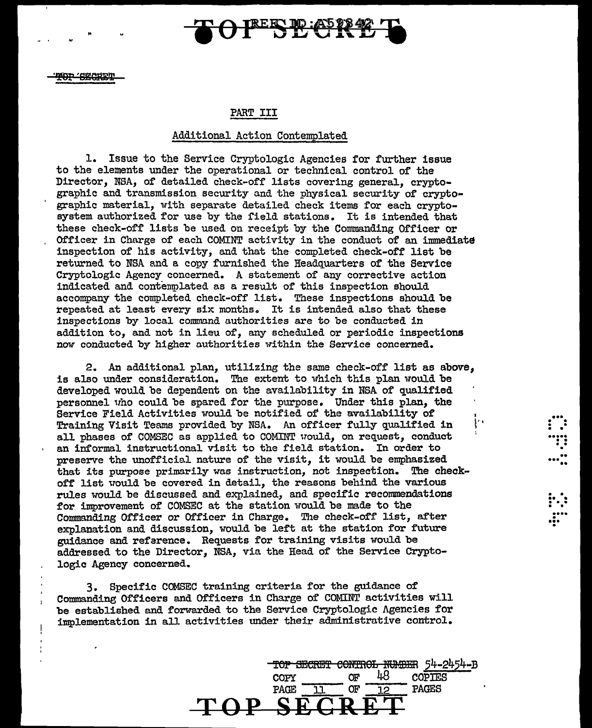## PART III

### Additional Action Contemplated

1. Issue to the Service Cryptologic Agencies for further issue to the elements under the operational or technical control of the Director, NSA, of detailed check-off lists covering general, cryptographic and transmission security and the physical security of cryptographic material, with separate detailed check items for each cryptosystem authorized for use by the field stations. It is intended that these check-off lists be used on receipt by the Commanding Officer or Officer in Charge of each COMINT activity in the conduct of an immediate inspection of his activity, and that the completed check-off list be returned to NSA and a copy furnished the Headquarters of the Service Cryptologic Agency concerned. A statement of any corrective action indicated and contemplated as a result of this inspection should accompany the completed check-off list. These inspections should be repeated at least every six months. It is intended also that these inspections by local command authorities are to be conducted in addition to, and not in lieu of, any scheduled or periodic inspections now conducted by higher authorities within the Service concerned.

2. An additional plan, utilizing the same check-off list as above, is also under consideration. The extent to which this plan would be developed would be dependent on the availability in NSA of qualified personnel who could be spared for the purpose. Under this plan, the Service Field Activities would be notified of the availability of Training Visit Teams provided by NSA. An officer fully qualified in all phases of COMSEC as applied to COMINT would, on request, conduct an informal instructional visit to the field station. In order to preserve the unofficial nature of the visit, it would be emphasized that its purpose primarily was instruction, not inspection. The check-off list would be covered in detail, the reasons behind the various rules would be discussed and explained, and specific recommendations for improvement of COMSEC at the station would be made to the Commanding Officer or Officer in Charge. The check-off list, after explanation and discussion, would be left at the station for future guidance and reference. Requests for training visits would be addressed to the Director, NSA, via the Head of the Service Cryptologic Agency concerned.

3. Specific COMSEC training criteria for the guidance of Commanding Officers and Officers in Charge of COMINT activities will be established and forwarded to the Service Cryptologic Agencies for implementation in all activities under their administrative control.

~~TOP SECRET CONTROL NUMBER~~ 54-2454-B
COPY ____ OF 48 COPIES
PAGE 11 OF 12 PAGES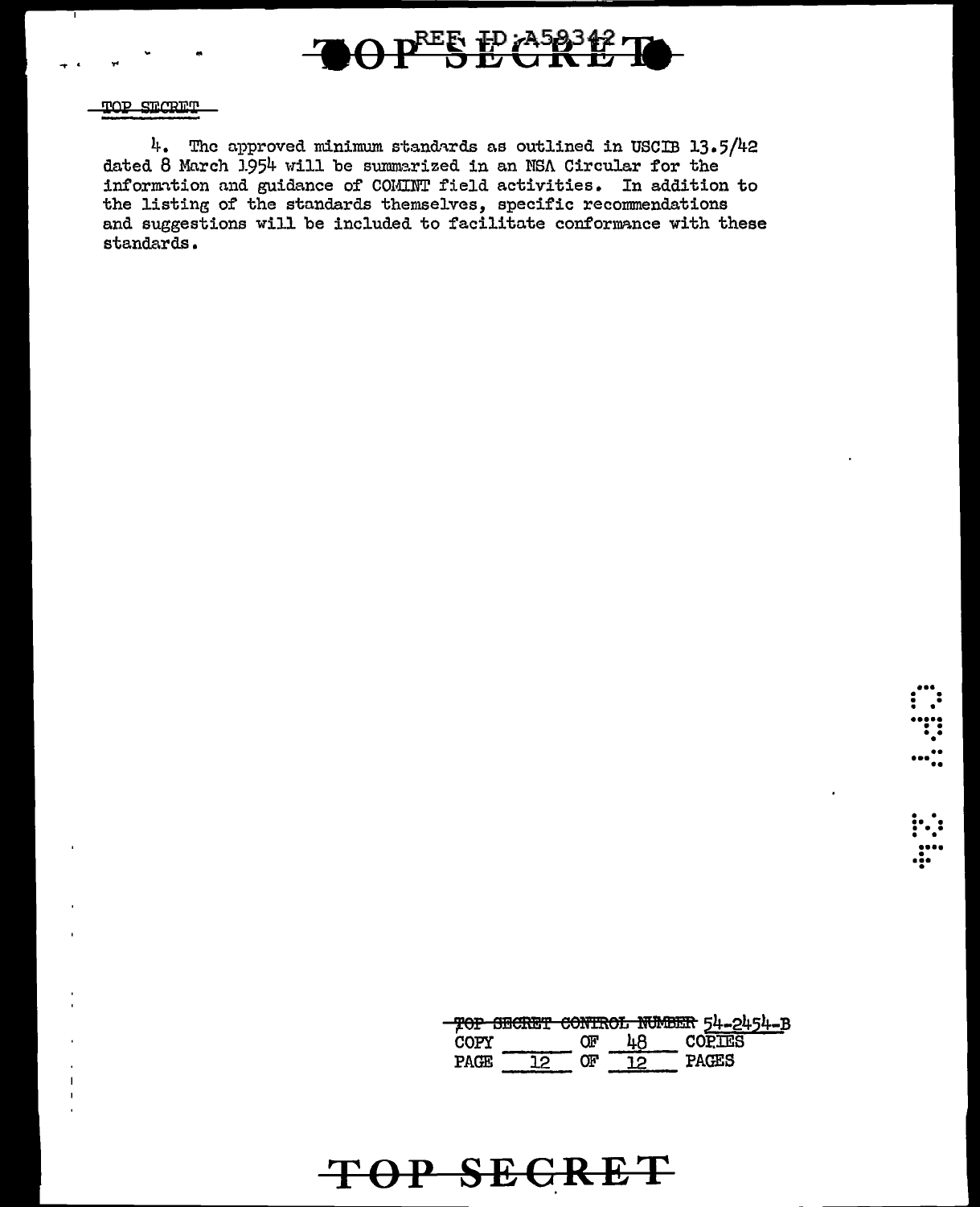TOP SECRET

4. The approved minimum standards as outlined in USCIB 13.5/42 dated 8 March 1954 will be summarized in an NSA Circular for the information and guidance of COMINT field activities. In addition to the listing of the standards themselves, specific recommendations and suggestions will be included to facilitate conformance with these standards.

| | | | | |
|---|---|---|---|---|
| ~~TOP SECRET CONTROL NUMBER~~ 54-2454-B | | | | |
| COPY | | OF | 48 | COPIES |
| PAGE | 12 | OF | 12 | PAGES |